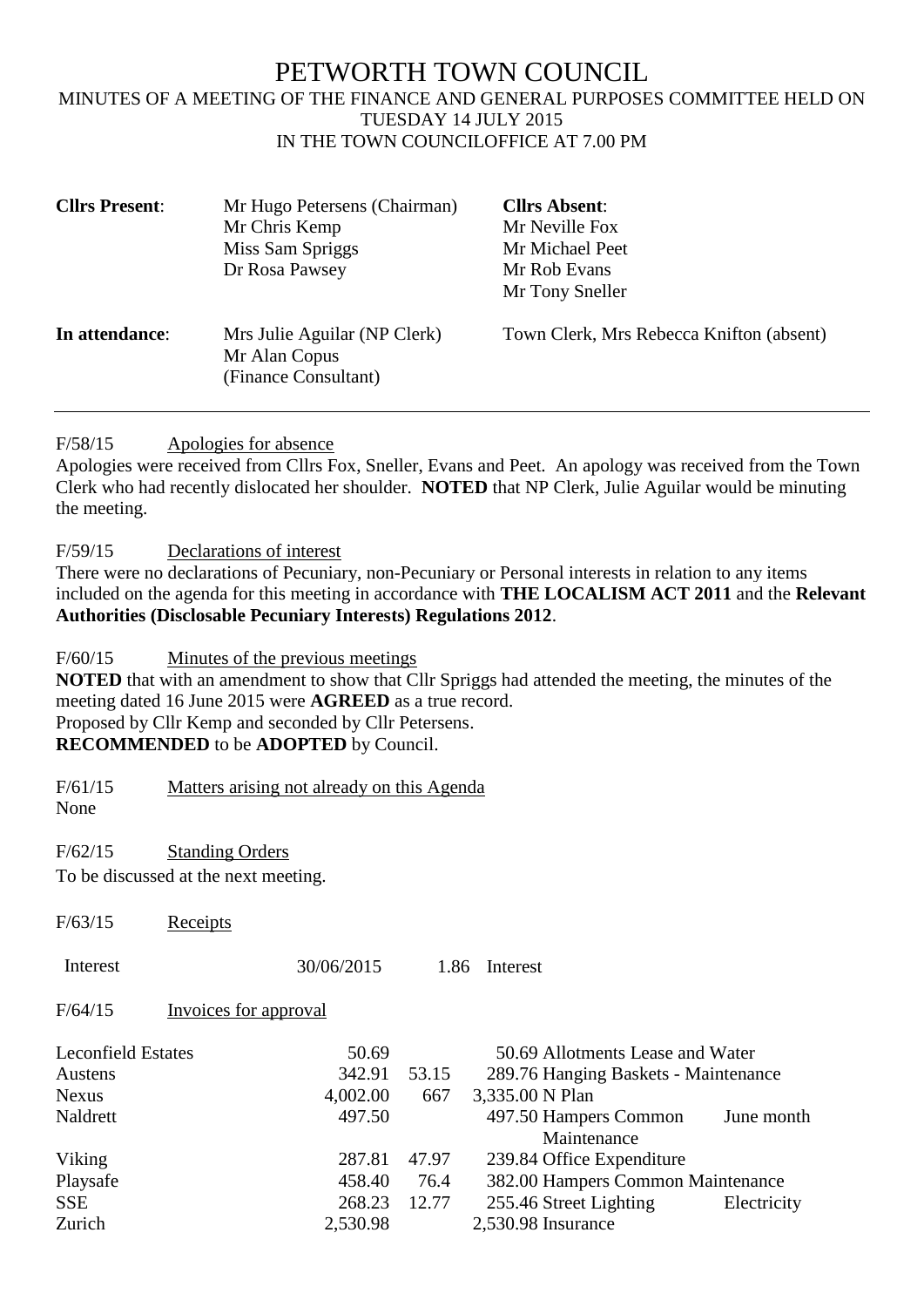# PETWORTH TOWN COUNCIL

MINUTES OF A MEETING OF THE FINANCE AND GENERAL PURPOSES COMMITTEE HELD ON TUESDAY 14 JULY 2015
IN THE TOWN COUNCILOFFICE AT 7.00 PM

| | | |
|---|---|---|
| **Cllrs Present**: | Mr Hugo Petersens (Chairman)<br>Mr Chris Kemp<br>Miss Sam Spriggs<br>Dr Rosa Pawsey | **Cllrs Absent**:<br>Mr Neville Fox<br>Mr Michael Peet<br>Mr Rob Evans<br>Mr Tony Sneller |
| **In attendance**: | Mrs Julie Aguilar (NP Clerk)<br>Mr Alan Copus<br>(Finance Consultant) | Town Clerk, Mrs Rebecca Knifton (absent) |

---

F/58/15 Apologies for absence

Apologies were received from Cllrs Fox, Sneller, Evans and Peet. An apology was received from the Town Clerk who had recently dislocated her shoulder. **NOTED** that NP Clerk, Julie Aguilar would be minuting the meeting.

F/59/15 Declarations of interest

There were no declarations of Pecuniary, non-Pecuniary or Personal interests in relation to any items included on the agenda for this meeting in accordance with **THE LOCALISM ACT 2011** and the **Relevant Authorities (Disclosable Pecuniary Interests) Regulations 2012**.

F/60/15 Minutes of the previous meetings

**NOTED** that with an amendment to show that Cllr Spriggs had attended the meeting, the minutes of the meeting dated 16 June 2015 were **AGREED** as a true record.
Proposed by Cllr Kemp and seconded by Cllr Petersens.
**RECOMMENDED** to be **ADOPTED** by Council.

F/61/15 Matters arising not already on this Agenda

None

F/62/15 Standing Orders

To be discussed at the next meeting.

F/63/15 Receipts

| | | | |
|---|---|---|---|
| Interest | 30/06/2015 | 1.86 | Interest |

F/64/15 Invoices for approval

| | | | | | |
|---|---|---|---|---|---|
| Leconfield Estates | 50.69 | | 50.69 | Allotments Lease and Water | |
| Austens | 342.91 | 53.15 | 289.76 | Hanging Baskets - Maintenance | |
| Nexus | 4,002.00 | 667 | 3,335.00 | N Plan | |
| Naldrett | 497.50 | | 497.50 | Hampers Common Maintenance | June month |
| Viking | 287.81 | 47.97 | 239.84 | Office Expenditure | |
| Playsafe | 458.40 | 76.4 | 382.00 | Hampers Common Maintenance | |
| SSE | 268.23 | 12.77 | 255.46 | Street Lighting | Electricity |
| Zurich | 2,530.98 | | 2,530.98 | Insurance | |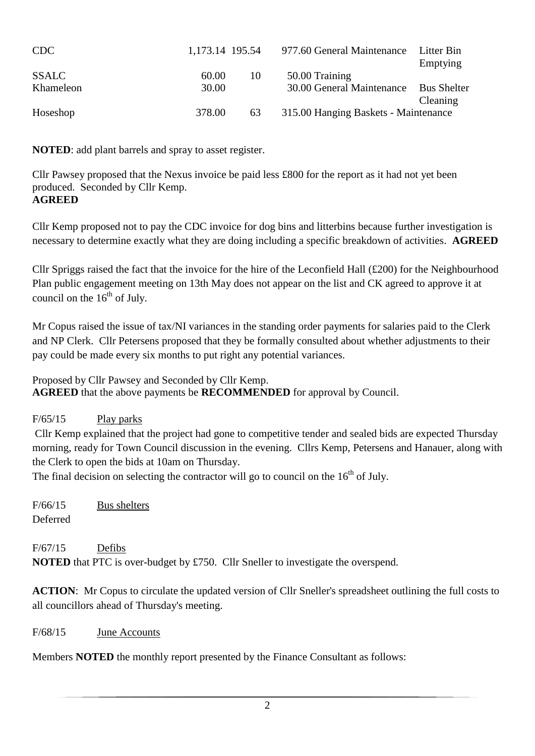| | | | | |
|---|---|---|---|---|
| CDC | 1,173.14 | 195.54 | 977.60 General Maintenance | Litter Bin Emptying |
| SSALC | 60.00 | 10 | 50.00 Training | |
| Khameleon | 30.00 | | 30.00 General Maintenance | Bus Shelter Cleaning |
| Hoseshop | 378.00 | 63 | 315.00 Hanging Baskets - Maintenance | |

**NOTED**: add plant barrels and spray to asset register.

Cllr Pawsey proposed that the Nexus invoice be paid less £800 for the report as it had not yet been produced. Seconded by Cllr Kemp.
**AGREED**

Cllr Kemp proposed not to pay the CDC invoice for dog bins and litterbins because further investigation is necessary to determine exactly what they are doing including a specific breakdown of activities. **AGREED**

Cllr Spriggs raised the fact that the invoice for the hire of the Leconfield Hall (£200) for the Neighbourhood Plan public engagement meeting on 13th May does not appear on the list and CK agreed to approve it at council on the 16th of July.

Mr Copus raised the issue of tax/NI variances in the standing order payments for salaries paid to the Clerk and NP Clerk. Cllr Petersens proposed that they be formally consulted about whether adjustments to their pay could be made every six months to put right any potential variances.

Proposed by Cllr Pawsey and Seconded by Cllr Kemp.
**AGREED** that the above payments be **RECOMMENDED** for approval by Council.

F/65/15 Play parks

Cllr Kemp explained that the project had gone to competitive tender and sealed bids are expected Thursday morning, ready for Town Council discussion in the evening. Cllrs Kemp, Petersens and Hanauer, along with the Clerk to open the bids at 10am on Thursday.
The final decision on selecting the contractor will go to council on the 16th of July.

F/66/15 Bus shelters

Deferred

F/67/15 Defibs

**NOTED** that PTC is over-budget by £750. Cllr Sneller to investigate the overspend.

**ACTION**: Mr Copus to circulate the updated version of Cllr Sneller's spreadsheet outlining the full costs to all councillors ahead of Thursday's meeting.

F/68/15 June Accounts

Members **NOTED** the monthly report presented by the Finance Consultant as follows: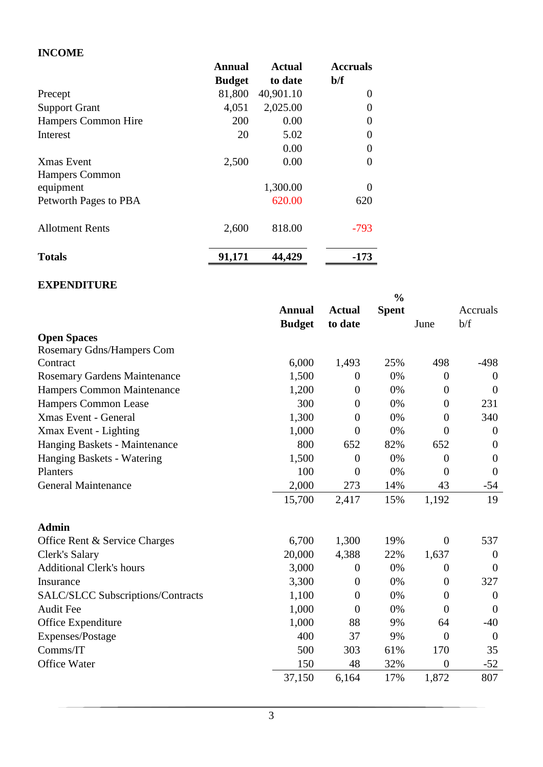## INCOME

| | Annual Budget | Actual to date | Accruals b/f |
|---|---|---|---|
| Precept | 81,800 | 40,901.10 | 0 |
| Support Grant | 4,051 | 2,025.00 | 0 |
| Hampers Common Hire | 200 | 0.00 | 0 |
| Interest | 20 | 5.02 | 0 |
| | | 0.00 | 0 |
| Xmas Event | 2,500 | 0.00 | 0 |
| Hampers Common equipment | | 1,300.00 | 0 |
| Petworth Pages to PBA | | 620.00 | 620 |
| Allotment Rents | 2,600 | 818.00 | -793 |
| **Totals** | **91,171** | **44,429** | **-173** |

## EXPENDITURE

| | Annual Budget | Actual to date | % Spent | June | Accruals b/f |
|---|---|---|---|---|---|
| **Open Spaces** | | | | | |
| Rosemary Gdns/Hampers Com Contract | 6,000 | 1,493 | 25% | 498 | -498 |
| Rosemary Gardens Maintenance | 1,500 | 0 | 0% | 0 | 0 |
| Hampers Common Maintenance | 1,200 | 0 | 0% | 0 | 0 |
| Hampers Common Lease | 300 | 0 | 0% | 0 | 231 |
| Xmas Event - General | 1,300 | 0 | 0% | 0 | 340 |
| Xmax Event - Lighting | 1,000 | 0 | 0% | 0 | 0 |
| Hanging Baskets - Maintenance | 800 | 652 | 82% | 652 | 0 |
| Hanging Baskets - Watering | 1,500 | 0 | 0% | 0 | 0 |
| Planters | 100 | 0 | 0% | 0 | 0 |
| General Maintenance | 2,000 | 273 | 14% | 43 | -54 |
| | 15,700 | 2,417 | 15% | 1,192 | 19 |
| **Admin** | | | | | |
| Office Rent & Service Charges | 6,700 | 1,300 | 19% | 0 | 537 |
| Clerk's Salary | 20,000 | 4,388 | 22% | 1,637 | 0 |
| Additional Clerk's hours | 3,000 | 0 | 0% | 0 | 0 |
| Insurance | 3,300 | 0 | 0% | 0 | 327 |
| SALC/SLCC Subscriptions/Contracts | 1,100 | 0 | 0% | 0 | 0 |
| Audit Fee | 1,000 | 0 | 0% | 0 | 0 |
| Office Expenditure | 1,000 | 88 | 9% | 64 | -40 |
| Expenses/Postage | 400 | 37 | 9% | 0 | 0 |
| Comms/IT | 500 | 303 | 61% | 170 | 35 |
| Office Water | 150 | 48 | 32% | 0 | -52 |
| | 37,150 | 6,164 | 17% | 1,872 | 807 |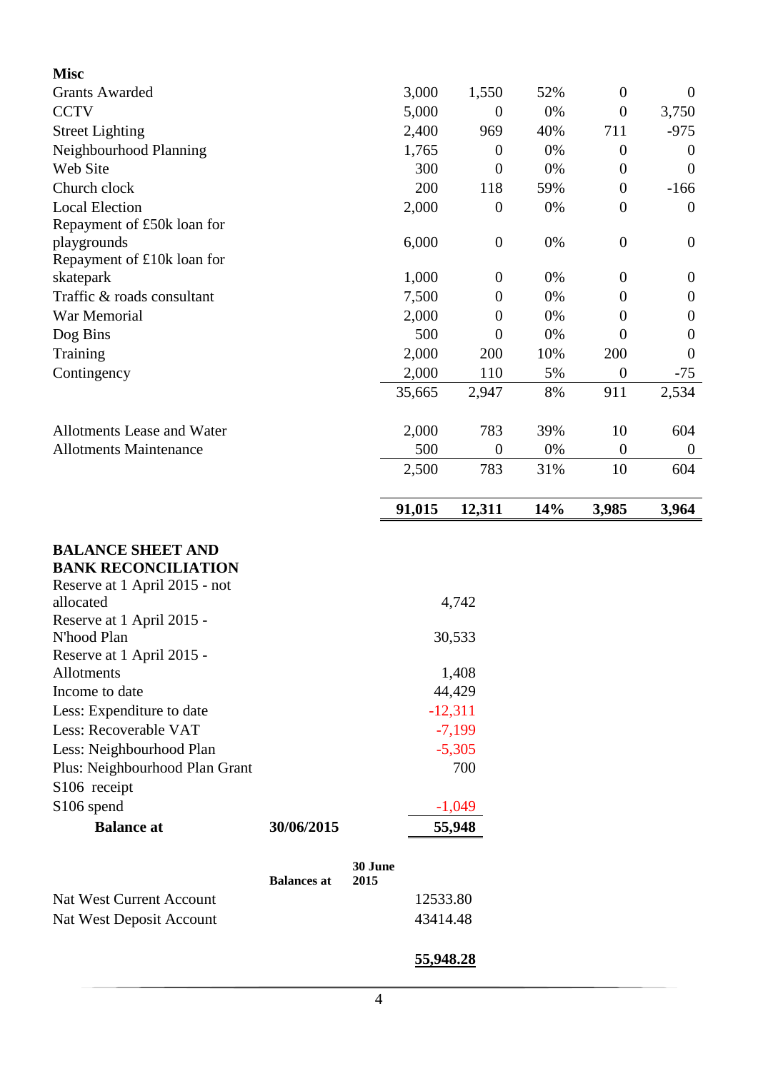| **Misc** | | | | | |
|---|---|---|---|---|---|
| Grants Awarded | 3,000 | 1,550 | 52% | 0 | 0 |
| CCTV | 5,000 | 0 | 0% | 0 | 3,750 |
| Street Lighting | 2,400 | 969 | 40% | 711 | -975 |
| Neighbourhood Planning | 1,765 | 0 | 0% | 0 | 0 |
| Web Site | 300 | 0 | 0% | 0 | 0 |
| Church clock | 200 | 118 | 59% | 0 | -166 |
| Local Election | 2,000 | 0 | 0% | 0 | 0 |
| Repayment of £50k loan for playgrounds | 6,000 | 0 | 0% | 0 | 0 |
| Repayment of £10k loan for skatepark | 1,000 | 0 | 0% | 0 | 0 |
| Traffic & roads consultant | 7,500 | 0 | 0% | 0 | 0 |
| War Memorial | 2,000 | 0 | 0% | 0 | 0 |
| Dog Bins | 500 | 0 | 0% | 0 | 0 |
| Training | 2,000 | 200 | 10% | 200 | 0 |
| Contingency | 2,000 | 110 | 5% | 0 | -75 |
| | 35,665 | 2,947 | 8% | 911 | 2,534 |
| | | | | | |
| Allotments Lease and Water | 2,000 | 783 | 39% | 10 | 604 |
| Allotments Maintenance | 500 | 0 | 0% | 0 | 0 |
| | 2,500 | 783 | 31% | 10 | 604 |
| | | | | | |
| | **91,015** | **12,311** | **14%** | **3,985** | **3,964** |

**BALANCE SHEET AND BANK RECONCILIATION**

| | | |
|---|---|---|
| Reserve at 1 April 2015 - not allocated | | 4,742 |
| Reserve at 1 April 2015 - N'hood Plan | | 30,533 |
| Reserve at 1 April 2015 - Allotments | | 1,408 |
| Income to date | | 44,429 |
| Less: Expenditure to date | | -12,311 |
| Less: Recoverable VAT | | -7,199 |
| Less: Neighbourhood Plan | | -5,305 |
| Plus: Neighbourhood Plan Grant | | 700 |
| S106 receipt | | |
| S106 spend | | -1,049 |
| **Balance at** | **30/06/2015** | **55,948** |

| | **Balances at** | **30 June 2015** |
|---|---|---|
| Nat West Current Account | | 12533.80 |
| Nat West Deposit Account | | 43414.48 |
| | | **55,948.28** |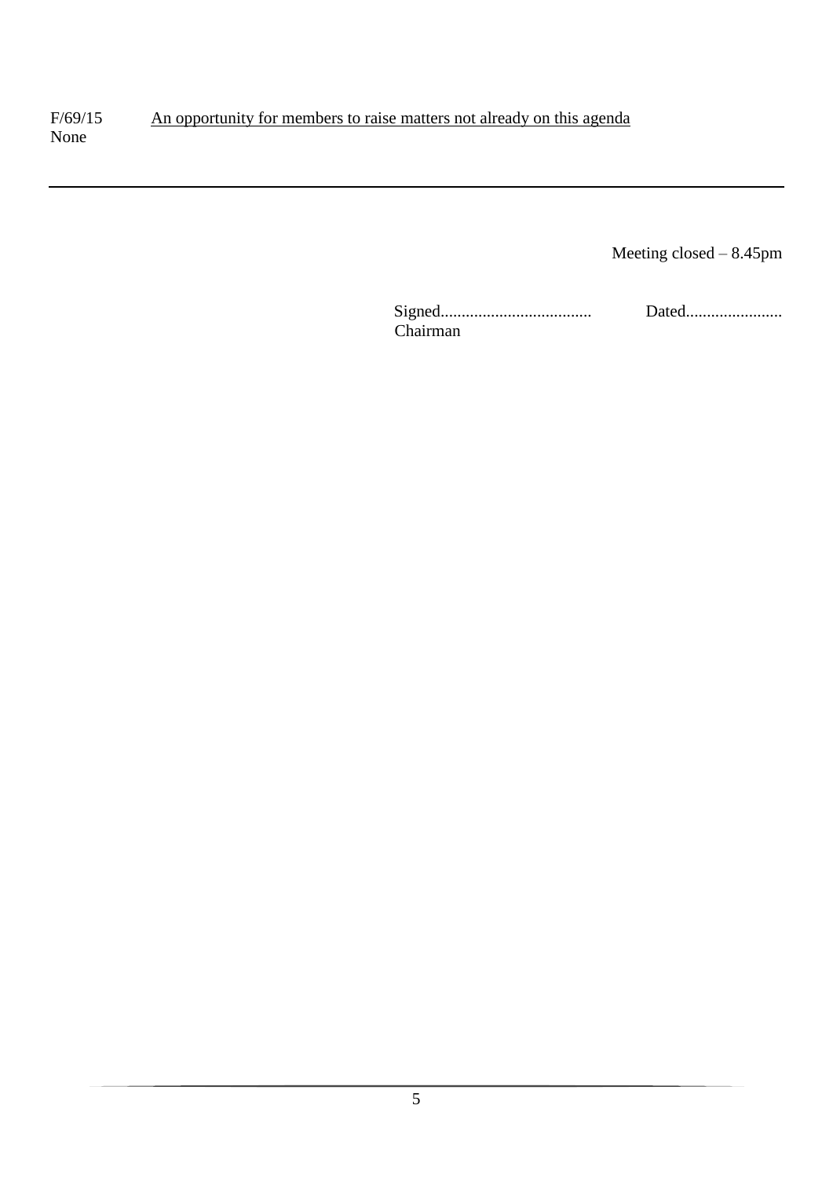F/69/15 <u>An opportunity for members to raise matters not already on this agenda</u>

None

---

Meeting closed – 8.45pm

Signed.................................... Dated.......................

Chairman